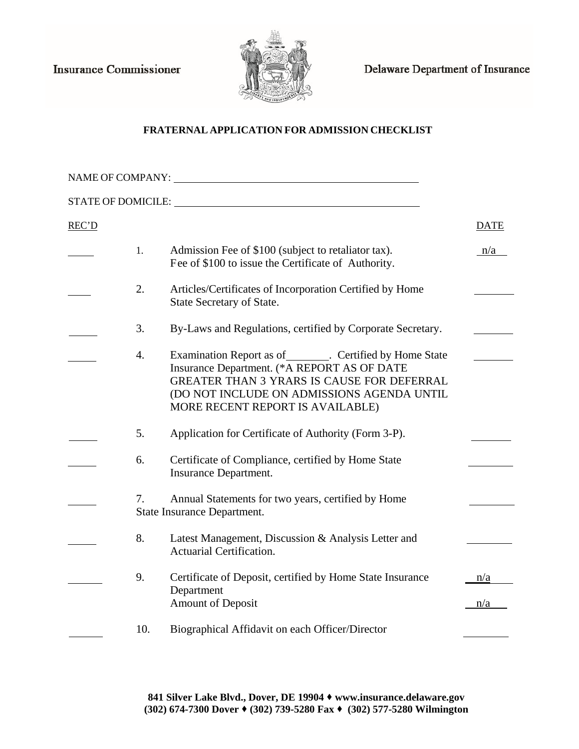Insurance Commissioner

Delaware Department of Insurance

**FRATERNAL APPLICATION FOR ADMISSION CHECKLIST**

NAME OF COMPANY: ______________________________________________

STATE OF DOMICILE: ______________________________________________

| REC'D | | | DATE |
|---|---|---|---|
| _____ | 1. | Admission Fee of $100 (subject to retaliator tax). Fee of $100 to issue the Certificate of Authority. | n/a |
| _____ | 2. | Articles/Certificates of Incorporation Certified by Home State Secretary of State. | _______ |
| _____ | 3. | By-Laws and Regulations, certified by Corporate Secretary. | _______ |
| _____ | 4. | Examination Report as of________. Certified by Home State Insurance Department. (*A REPORT AS OF DATE GREATER THAN 3 YRARS IS CAUSE FOR DEFERRAL (DO NOT INCLUDE ON ADMISSIONS AGENDA UNTIL MORE RECENT REPORT IS AVAILABLE) | _______ |
| _____ | 5. | Application for Certificate of Authority (Form 3-P). | _______ |
| _____ | 6. | Certificate of Compliance, certified by Home State Insurance Department. | _______ |
| _____ | 7. | Annual Statements for two years, certified by Home State Insurance Department. | _______ |
| _____ | 8. | Latest Management, Discussion & Analysis Letter and Actuarial Certification. | _______ |
| _____ | 9. | Certificate of Deposit, certified by Home State Insurance Department | n/a |
| | | Amount of Deposit | n/a |
| _____ | 10. | Biographical Affidavit on each Officer/Director | _______ |

**841 Silver Lake Blvd., Dover, DE 19904 ♦ www.insurance.delaware.gov**
**(302) 674-7300 Dover ♦ (302) 739-5280 Fax ♦ (302) 577-5280 Wilmington**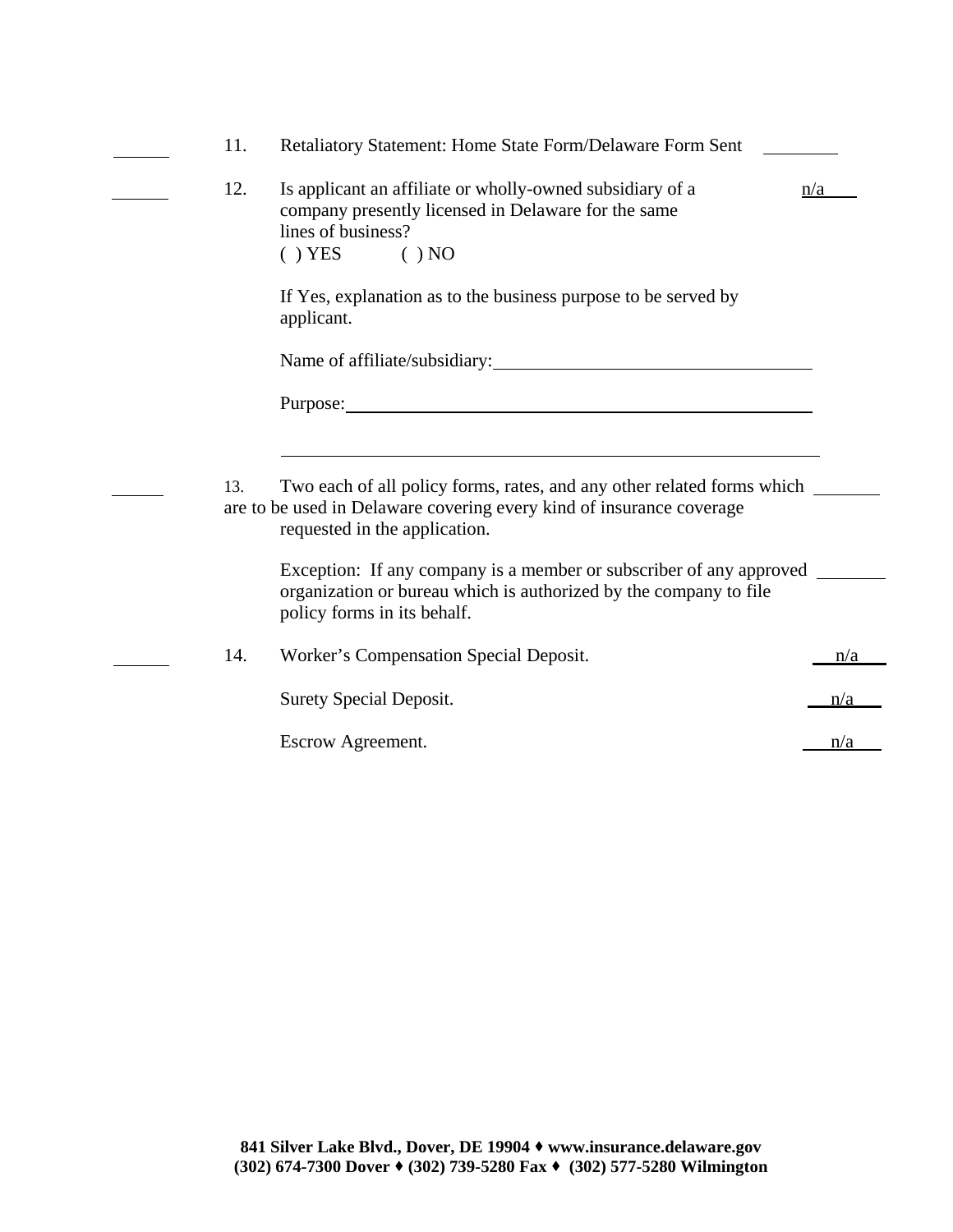\_\_\_\_\_\_ 11. Retaliatory Statement: Home State Form/Delaware Form Sent \_\_\_\_\_\_\_\_

\_\_\_\_\_\_ 12. Is applicant an affiliate or wholly-owned subsidiary of a company presently licensed in Delaware for the same lines of business? n/a

( ) YES ( ) NO

If Yes, explanation as to the business purpose to be served by applicant.

Name of affiliate/subsidiary: \_\_\_\_\_\_\_\_\_\_\_\_\_\_\_\_\_\_\_\_\_\_\_\_\_\_\_\_\_\_\_\_\_\_\_\_

Purpose: \_\_\_\_\_\_\_\_\_\_\_\_\_\_\_\_\_\_\_\_\_\_\_\_\_\_\_\_\_\_\_\_\_\_\_\_\_\_\_\_\_\_\_\_\_\_\_\_\_\_

\_\_\_\_\_\_\_\_\_\_\_\_\_\_\_\_\_\_\_\_\_\_\_\_\_\_\_\_\_\_\_\_\_\_\_\_\_\_\_\_\_\_\_\_\_\_\_\_\_\_\_\_\_\_\_\_\_\_\_\_

\_\_\_\_\_\_ 13. Two each of all policy forms, rates, and any other related forms which are to be used in Delaware covering every kind of insurance coverage requested in the application. \_\_\_\_\_\_\_\_

Exception: If any company is a member or subscriber of any approved organization or bureau which is authorized by the company to file policy forms in its behalf. \_\_\_\_\_\_\_\_

\_\_\_\_\_\_ 14. Worker's Compensation Special Deposit. n/a

Surety Special Deposit. n/a

Escrow Agreement. n/a

**841 Silver Lake Blvd., Dover, DE 19904 ♦ www.insurance.delaware.gov**
**(302) 674-7300 Dover ♦ (302) 739-5280 Fax ♦ (302) 577-5280 Wilmington**